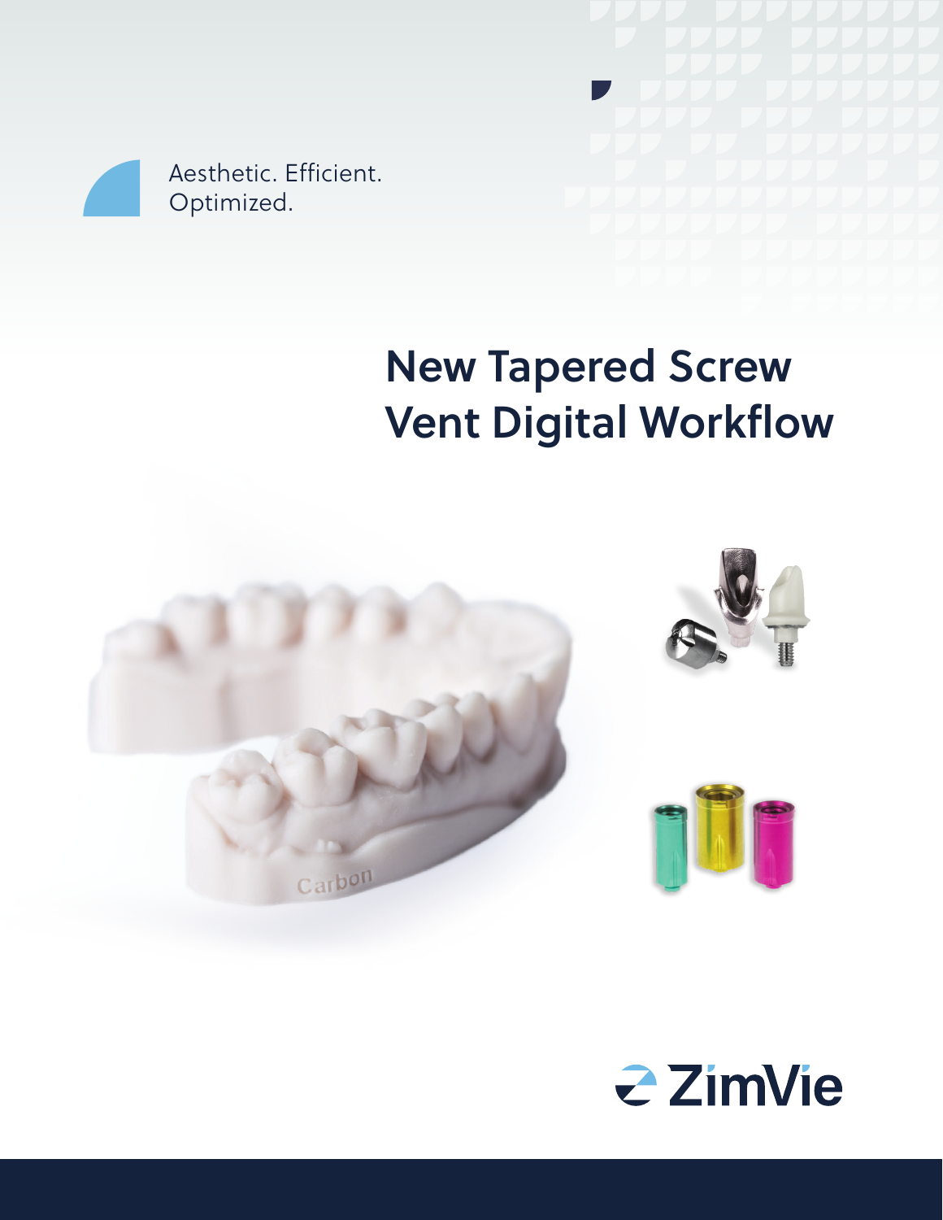Aesthetic. Efficient.
Optimized.

# New Tapered Screw Vent Digital Workflow

ZimVie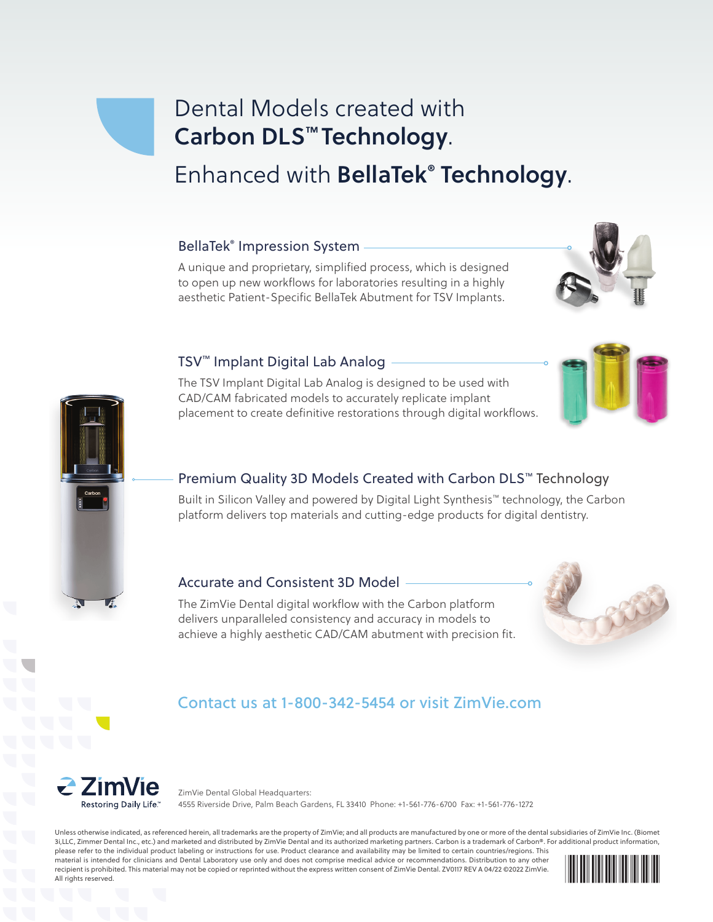# Dental Models created with **Carbon DLS™ Technology**.

# Enhanced with **BellaTek® Technology**.

## BellaTek® Impression System

A unique and proprietary, simplified process, which is designed to open up new workflows for laboratories resulting in a highly aesthetic Patient-Specific BellaTek Abutment for TSV Implants.

## TSV™ Implant Digital Lab Analog

The TSV Implant Digital Lab Analog is designed to be used with CAD/CAM fabricated models to accurately replicate implant placement to create definitive restorations through digital workflows.

## Premium Quality 3D Models Created with Carbon DLS™ Technology

Built in Silicon Valley and powered by Digital Light Synthesis™ technology, the Carbon platform delivers top materials and cutting-edge products for digital dentistry.

## Accurate and Consistent 3D Model

The ZimVie Dental digital workflow with the Carbon platform delivers unparalleled consistency and accuracy in models to achieve a highly aesthetic CAD/CAM abutment with precision fit.

**Contact us at 1-800-342-5454 or visit ZimVie.com**

ZimVie
Restoring Daily Life.™

ZimVie Dental Global Headquarters:
4555 Riverside Drive, Palm Beach Gardens, FL 33410 Phone: +1-561-776-6700 Fax: +1-561-776-1272

Unless otherwise indicated, as referenced herein, all trademarks are the property of ZimVie; and all products are manufactured by one or more of the dental subsidiaries of ZimVie Inc. (Biomet 3i,LLC, Zimmer Dental Inc., etc.) and marketed and distributed by ZimVie Dental and its authorized marketing partners. Carbon is a trademark of Carbon®. For additional product information, please refer to the individual product labeling or instructions for use. Product clearance and availability may be limited to certain countries/regions. This material is intended for clinicians and Dental Laboratory use only and does not comprise medical advice or recommendations. Distribution to any other recipient is prohibited. This material may not be copied or reprinted without the express written consent of ZimVie Dental. ZV0117 REV A 04/22 ©2022 ZimVie. All rights reserved.